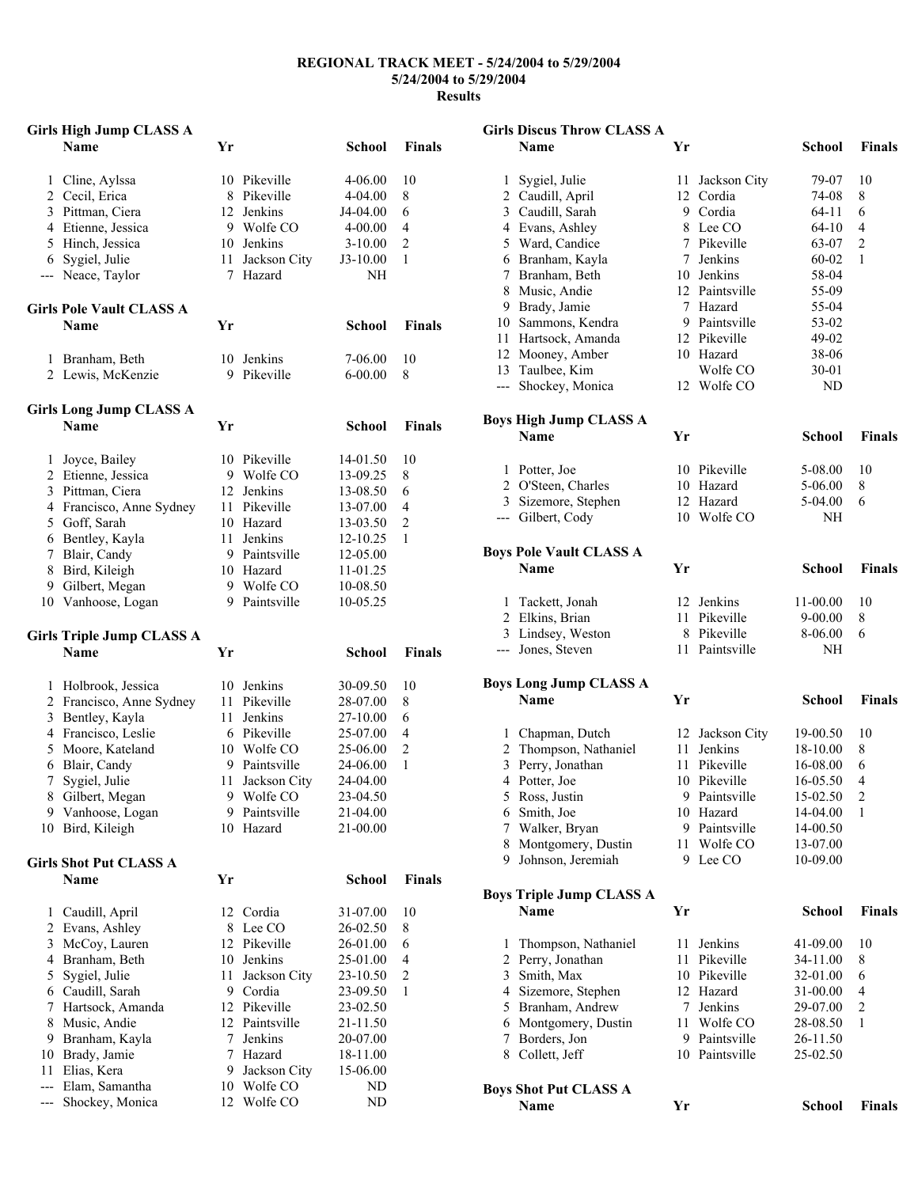# REGIONAL TRACK MEET - 5/24/2004 to 5/29/2004
## 5/24/2004 to 5/29/2004
## Results

### Girls High Jump CLASS A

| | Name | Yr | School | | Finals |
|---|---|---|---|---|---|
| 1 | Cline, Aylssa | 10 | Pikeville | 4-06.00 | 10 |
| 2 | Cecil, Erica | 8 | Pikeville | 4-04.00 | 8 |
| 3 | Pittman, Ciera | 12 | Jenkins | J4-04.00 | 6 |
| 4 | Etienne, Jessica | 9 | Wolfe CO | 4-00.00 | 4 |
| 5 | Hinch, Jessica | 10 | Jenkins | 3-10.00 | 2 |
| 6 | Sygiel, Julie | 11 | Jackson City | J3-10.00 | 1 |
| --- | Neace, Taylor | 7 | Hazard | NH | |

### Girls Pole Vault CLASS A

| | Name | Yr | School | | Finals |
|---|---|---|---|---|---|
| 1 | Branham, Beth | 10 | Jenkins | 7-06.00 | 10 |
| 2 | Lewis, McKenzie | 9 | Pikeville | 6-00.00 | 8 |

### Girls Long Jump CLASS A

| | Name | Yr | School | | Finals |
|---|---|---|---|---|---|
| 1 | Joyce, Bailey | 10 | Pikeville | 14-01.50 | 10 |
| 2 | Etienne, Jessica | 9 | Wolfe CO | 13-09.25 | 8 |
| 3 | Pittman, Ciera | 12 | Jenkins | 13-08.50 | 6 |
| 4 | Francisco, Anne Sydney | 11 | Pikeville | 13-07.00 | 4 |
| 5 | Goff, Sarah | 10 | Hazard | 13-03.50 | 2 |
| 6 | Bentley, Kayla | 11 | Jenkins | 12-10.25 | 1 |
| 7 | Blair, Candy | 9 | Paintsville | 12-05.00 | |
| 8 | Bird, Kileigh | 10 | Hazard | 11-01.25 | |
| 9 | Gilbert, Megan | 9 | Wolfe CO | 10-08.50 | |
| 10 | Vanhoose, Logan | 9 | Paintsville | 10-05.25 | |

### Girls Triple Jump CLASS A

| | Name | Yr | School | | Finals |
|---|---|---|---|---|---|
| 1 | Holbrook, Jessica | 10 | Jenkins | 30-09.50 | 10 |
| 2 | Francisco, Anne Sydney | 11 | Pikeville | 28-07.00 | 8 |
| 3 | Bentley, Kayla | 11 | Jenkins | 27-10.00 | 6 |
| 4 | Francisco, Leslie | 6 | Pikeville | 25-07.00 | 4 |
| 5 | Moore, Kateland | 10 | Wolfe CO | 25-06.00 | 2 |
| 6 | Blair, Candy | 9 | Paintsville | 24-06.00 | 1 |
| 7 | Sygiel, Julie | 11 | Jackson City | 24-04.00 | |
| 8 | Gilbert, Megan | 9 | Wolfe CO | 23-04.50 | |
| 9 | Vanhoose, Logan | 9 | Paintsville | 21-04.00 | |
| 10 | Bird, Kileigh | 10 | Hazard | 21-00.00 | |

### Girls Shot Put CLASS A

| | Name | Yr | School | | Finals |
|---|---|---|---|---|---|
| 1 | Caudill, April | 12 | Cordia | 31-07.00 | 10 |
| 2 | Evans, Ashley | 8 | Lee CO | 26-02.50 | 8 |
| 3 | McCoy, Lauren | 12 | Pikeville | 26-01.00 | 6 |
| 4 | Branham, Beth | 10 | Jenkins | 25-01.00 | 4 |
| 5 | Sygiel, Julie | 11 | Jackson City | 23-10.50 | 2 |
| 6 | Caudill, Sarah | 9 | Cordia | 23-09.50 | 1 |
| 7 | Hartsock, Amanda | 12 | Pikeville | 23-02.50 | |
| 8 | Music, Andie | 12 | Paintsville | 21-11.50 | |
| 9 | Branham, Kayla | 7 | Jenkins | 20-07.00 | |
| 10 | Brady, Jamie | 7 | Hazard | 18-11.00 | |
| 11 | Elias, Kera | 9 | Jackson City | 15-06.00 | |
| --- | Elam, Samantha | 10 | Wolfe CO | ND | |
| --- | Shockey, Monica | 12 | Wolfe CO | ND | |

### Girls Discus Throw CLASS A

| | Name | Yr | School | | Finals |
|---|---|---|---|---|---|
| 1 | Sygiel, Julie | 11 | Jackson City | 79-07 | 10 |
| 2 | Caudill, April | 12 | Cordia | 74-08 | 8 |
| 3 | Caudill, Sarah | 9 | Cordia | 64-11 | 6 |
| 4 | Evans, Ashley | 8 | Lee CO | 64-10 | 4 |
| 5 | Ward, Candice | 7 | Pikeville | 63-07 | 2 |
| 6 | Branham, Kayla | 7 | Jenkins | 60-02 | 1 |
| 7 | Branham, Beth | 10 | Jenkins | 58-04 | |
| 8 | Music, Andie | 12 | Paintsville | 55-09 | |
| 9 | Brady, Jamie | 7 | Hazard | 55-04 | |
| 10 | Sammons, Kendra | 9 | Paintsville | 53-02 | |
| 11 | Hartsock, Amanda | 12 | Pikeville | 49-02 | |
| 12 | Mooney, Amber | 10 | Hazard | 38-06 | |
| 13 | Taulbee, Kim | | Wolfe CO | 30-01 | |
| --- | Shockey, Monica | 12 | Wolfe CO | ND | |

### Boys High Jump CLASS A

| | Name | Yr | School | | Finals |
|---|---|---|---|---|---|
| 1 | Potter, Joe | 10 | Pikeville | 5-08.00 | 10 |
| 2 | O'Steen, Charles | 10 | Hazard | 5-06.00 | 8 |
| 3 | Sizemore, Stephen | 12 | Hazard | 5-04.00 | 6 |
| --- | Gilbert, Cody | 10 | Wolfe CO | NH | |

### Boys Pole Vault CLASS A

| | Name | Yr | School | | Finals |
|---|---|---|---|---|---|
| 1 | Tackett, Jonah | 12 | Jenkins | 11-00.00 | 10 |
| 2 | Elkins, Brian | 11 | Pikeville | 9-00.00 | 8 |
| 3 | Lindsey, Weston | 8 | Pikeville | 8-06.00 | 6 |
| --- | Jones, Steven | 11 | Paintsville | NH | |

### Boys Long Jump CLASS A

| | Name | Yr | School | | Finals |
|---|---|---|---|---|---|
| 1 | Chapman, Dutch | 12 | Jackson City | 19-00.50 | 10 |
| 2 | Thompson, Nathaniel | 11 | Jenkins | 18-10.00 | 8 |
| 3 | Perry, Jonathan | 11 | Pikeville | 16-08.00 | 6 |
| 4 | Potter, Joe | 10 | Pikeville | 16-05.50 | 4 |
| 5 | Ross, Justin | 9 | Paintsville | 15-02.50 | 2 |
| 6 | Smith, Joe | 10 | Hazard | 14-04.00 | 1 |
| 7 | Walker, Bryan | 9 | Paintsville | 14-00.50 | |
| 8 | Montgomery, Dustin | 11 | Wolfe CO | 13-07.00 | |
| 9 | Johnson, Jeremiah | 9 | Lee CO | 10-09.00 | |

### Boys Triple Jump CLASS A

| | Name | Yr | School | | Finals |
|---|---|---|---|---|---|
| 1 | Thompson, Nathaniel | 11 | Jenkins | 41-09.00 | 10 |
| 2 | Perry, Jonathan | 11 | Pikeville | 34-11.00 | 8 |
| 3 | Smith, Max | 10 | Pikeville | 32-01.00 | 6 |
| 4 | Sizemore, Stephen | 12 | Hazard | 31-00.00 | 4 |
| 5 | Branham, Andrew | 7 | Jenkins | 29-07.00 | 2 |
| 6 | Montgomery, Dustin | 11 | Wolfe CO | 28-08.50 | 1 |
| 7 | Borders, Jon | 9 | Paintsville | 26-11.50 | |
| 8 | Collett, Jeff | 10 | Paintsville | 25-02.50 | |

### Boys Shot Put CLASS A

| | Name | Yr | School | | Finals |
|---|---|---|---|---|---|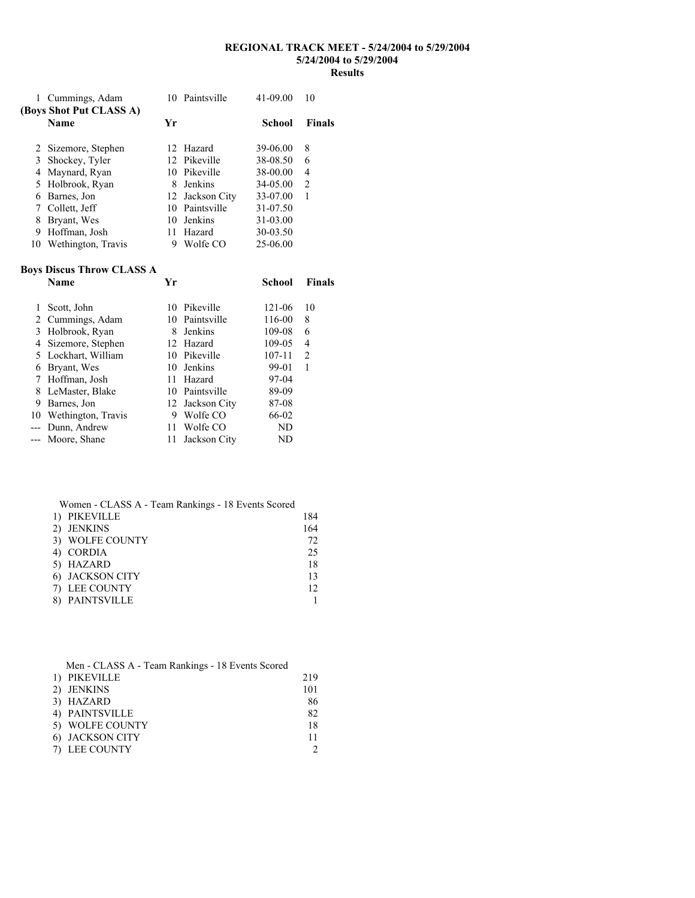**REGIONAL TRACK MEET - 5/24/2004 to 5/29/2004**
**5/24/2004 to 5/29/2004**
**Results**

| | | | | | |
|---|---|---|---|---|---|
| 1 | Cummings, Adam | 10 | Paintsville | 41-09.00 | 10 |

**(Boys Shot Put CLASS A)**

| | Name | Yr | | School | Finals |
|---|---|---|---|---|---|
| 2 | Sizemore, Stephen | 12 | Hazard | 39-06.00 | 8 |
| 3 | Shockey, Tyler | 12 | Pikeville | 38-08.50 | 6 |
| 4 | Maynard, Ryan | 10 | Pikeville | 38-00.00 | 4 |
| 5 | Holbrook, Ryan | 8 | Jenkins | 34-05.00 | 2 |
| 6 | Barnes, Jon | 12 | Jackson City | 33-07.00 | 1 |
| 7 | Collett, Jeff | 10 | Paintsville | 31-07.50 | |
| 8 | Bryant, Wes | 10 | Jenkins | 31-03.00 | |
| 9 | Hoffman, Josh | 11 | Hazard | 30-03.50 | |
| 10 | Wethington, Travis | 9 | Wolfe CO | 25-06.00 | |

**Boys Discus Throw CLASS A**

| | Name | Yr | | School | Finals |
|---|---|---|---|---|---|
| 1 | Scott, John | 10 | Pikeville | 121-06 | 10 |
| 2 | Cummings, Adam | 10 | Paintsville | 116-00 | 8 |
| 3 | Holbrook, Ryan | 8 | Jenkins | 109-08 | 6 |
| 4 | Sizemore, Stephen | 12 | Hazard | 109-05 | 4 |
| 5 | Lockhart, William | 10 | Pikeville | 107-11 | 2 |
| 6 | Bryant, Wes | 10 | Jenkins | 99-01 | 1 |
| 7 | Hoffman, Josh | 11 | Hazard | 97-04 | |
| 8 | LeMaster, Blake | 10 | Paintsville | 89-09 | |
| 9 | Barnes, Jon | 12 | Jackson City | 87-08 | |
| 10 | Wethington, Travis | 9 | Wolfe CO | 66-02 | |
| --- | Dunn, Andrew | 11 | Wolfe CO | ND | |
| --- | Moore, Shane | 11 | Jackson City | ND | |

Women - CLASS A - Team Rankings - 18 Events Scored

| | |
|---|---|
| 1) PIKEVILLE | 184 |
| 2) JENKINS | 164 |
| 3) WOLFE COUNTY | 72 |
| 4) CORDIA | 25 |
| 5) HAZARD | 18 |
| 6) JACKSON CITY | 13 |
| 7) LEE COUNTY | 12 |
| 8) PAINTSVILLE | 1 |

Men - CLASS A - Team Rankings - 18 Events Scored

| | |
|---|---|
| 1) PIKEVILLE | 219 |
| 2) JENKINS | 101 |
| 3) HAZARD | 86 |
| 4) PAINTSVILLE | 82 |
| 5) WOLFE COUNTY | 18 |
| 6) JACKSON CITY | 11 |
| 7) LEE COUNTY | 2 |